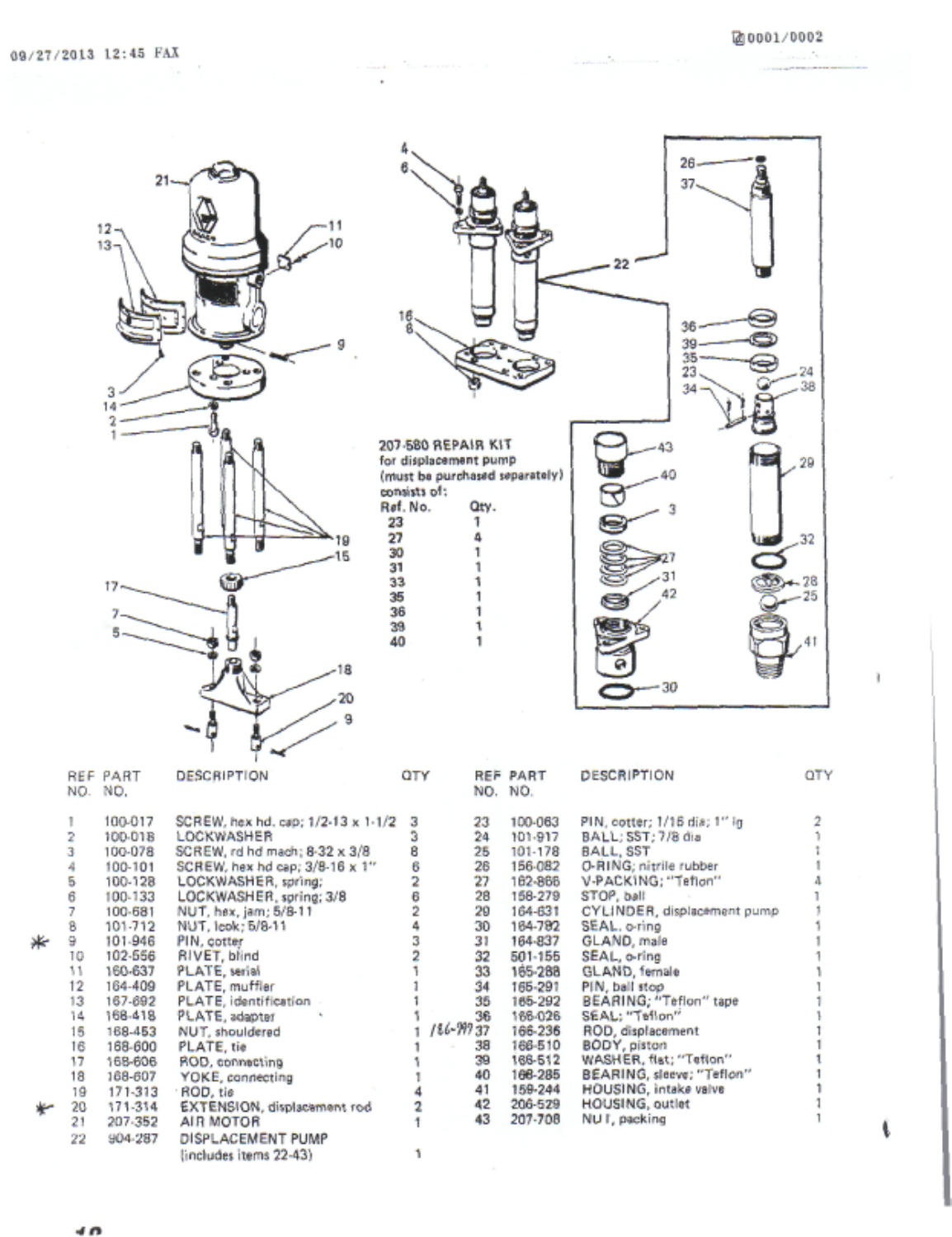207-580 REPAIR KIT
for displacement pump
(must be purchased separately)
consists of:

| Ref. No. | Qty. |
|---|---|
| 23 | 1 |
| 27 | 4 |
| 30 | 1 |
| 31 | 1 |
| 33 | 1 |
| 35 | 1 |
| 36 | 1 |
| 39 | 1 |
| 40 | 1 |

| | REF NO. | PART NO. | DESCRIPTION | QTY |
|---|---|---|---|---|
| | 1 | 100-017 | SCREW, hex hd. cap; 1/2-13 x 1-1/2 | 3 |
| | 2 | 100-018 | LOCKWASHER | 3 |
| | 3 | 100-078 | SCREW, rd hd mach; 8-32 x 3/8 | 8 |
| | 4 | 100-101 | SCREW, hex hd cap; 3/8-16 x 1" | 6 |
| | 5 | 100-128 | LOCKWASHER, spring; | 2 |
| | 6 | 100-133 | LOCKWASHER, spring; 3/8 | 6 |
| | 7 | 100-681 | NUT, hex, jam; 5/8-11 | 2 |
| | 8 | 101-712 | NUT, lock; 5/8-11 | 4 |
| * | 9 | 101-946 | PIN, cotter | 3 |
| | 10 | 102-556 | RIVET, blind | 2 |
| | 11 | 160-637 | PLATE, serial | 1 |
| | 12 | 164-409 | PLATE, muffler | 1 |
| | 13 | 167-692 | PLATE, identification | 1 |
| | 14 | 168-418 | PLATE, adapter | 1 |
| | 15 | 168-453 | NUT, shouldered | 1 |
| | 16 | 168-600 | PLATE, tie | 1 |
| | 17 | 168-606 | ROD, connecting | 1 |
| | 18 | 168-607 | YOKE, connecting | 1 |
| | 19 | 171-313 | ROD, tie | 4 |
| * | 20 | 171-314 | EXTENSION, displacement rod | 2 |
| | 21 | 207-352 | AIR MOTOR | 1 |
| | 22 | 904-287 | DISPLACEMENT PUMP (includes items 22-43) | 1 |

| REF NO. | PART NO. | DESCRIPTION | QTY |
|---|---|---|---|
| 23 | 100-063 | PIN, cotter; 1/16 dia; 1" lg | 2 |
| 24 | 101-917 | BALL; SST; 7/8 dia | 1 |
| 25 | 101-178 | BALL, SST | 1 |
| 26 | 156-082 | O-RING; nitrile rubber | 1 |
| 27 | 162-866 | V-PACKING; "Teflon" | 4 |
| 28 | 158-279 | STOP, ball | 1 |
| 29 | 164-631 | CYLINDER, displacement pump | 1 |
| 30 | 164-782 | SEAL, o-ring | 1 |
| 31 | 164-837 | GLAND, male | 1 |
| 32 | 501-155 | SEAL, o-ring | 1 |
| 33 | 165-288 | GLAND, female | 1 |
| 34 | 165-291 | PIN, ball stop | 1 |
| 35 | 165-292 | BEARING; "Teflon" tape | 1 |
| 36 | 166-026 | SEAL; "Teflon" | 1 |
| 37 | 166-236 | ROD, displacement (186-997) | 1 |
| 38 | 166-510 | BODY, piston | 1 |
| 39 | 166-512 | WASHER, flat; "Teflon" | 1 |
| 40 | 166-285 | BEARING, sleeve; "Teflon" | 1 |
| 41 | 159-244 | HOUSING, intake valve | 1 |
| 42 | 206-529 | HOUSING, outlet | 1 |
| 43 | 207-708 | NUT, packing | 1 |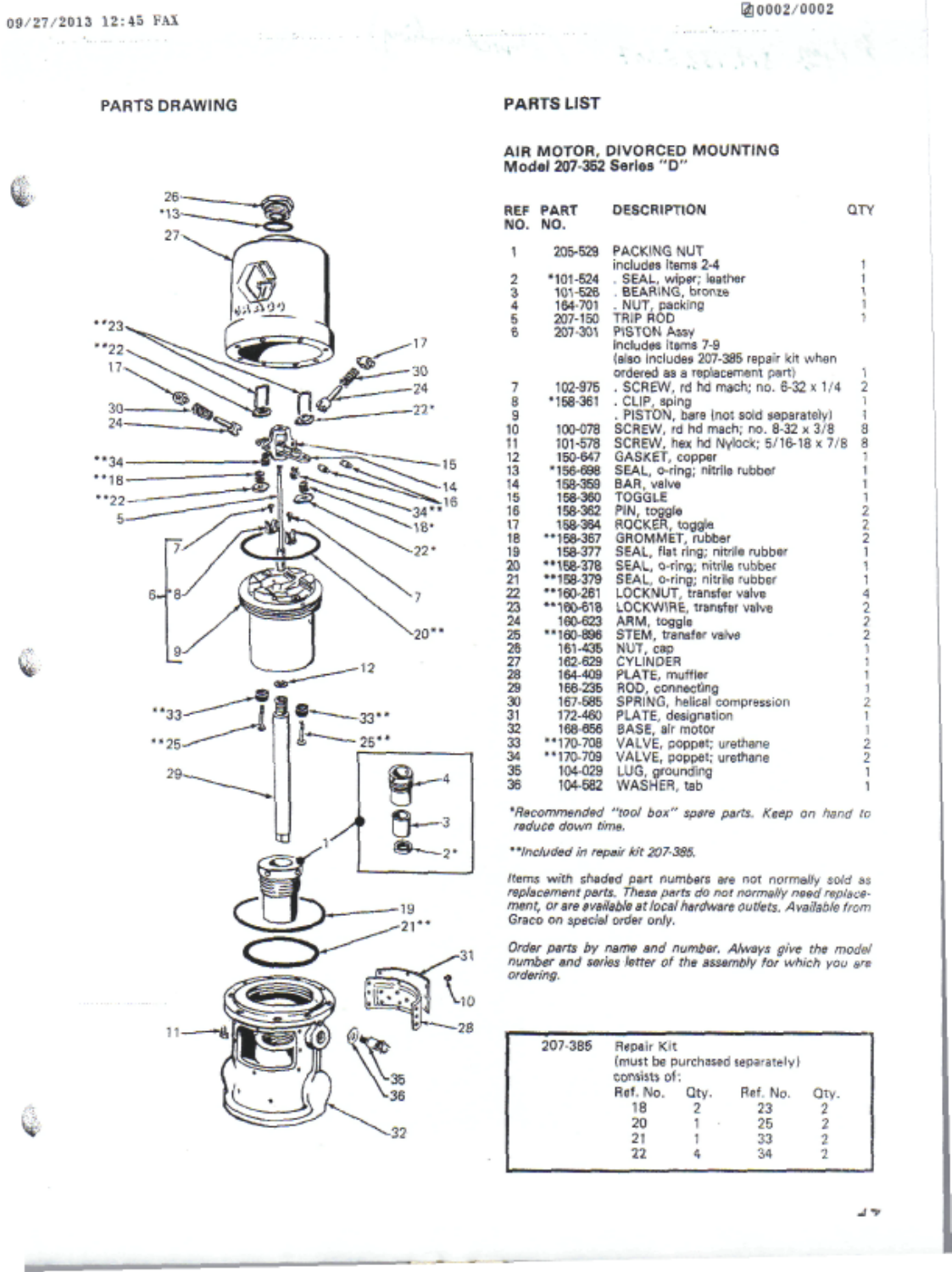## PARTS DRAWING

## PARTS LIST

### AIR MOTOR, DIVORCED MOUNTING
### Model 207-352 Series "D"

| REF NO. | PART NO. | DESCRIPTION | QTY |
|---|---|---|---|
| 1 | 205-529 | PACKING NUT includes Items 2-4 | 1 |
| 2 | *101-524 | . SEAL, wiper; leather | 1 |
| 3 | 101-526 | . BEARING, bronze | 1 |
| 4 | 164-701 | . NUT, packing | 1 |
| 5 | 207-150 | TRIP ROD | 1 |
| 6 | 207-301 | PISTON Assy includes Items 7-9 (also includes 207-385 repair kit when ordered as a replacement part) | 1 |
| 7 | 102-975 | . SCREW, rd hd mach; no. 6-32 x 1/4 | 2 |
| 8 | *158-361 | . CLIP, sping | 1 |
| 9 | | . PISTON, bare (not sold separately) | 1 |
| 10 | 100-078 | SCREW, rd hd mach; no. 8-32 x 3/8 | 8 |
| 11 | 101-578 | SCREW, hex hd Nylock; 5/16-18 x 7/8 | 8 |
| 12 | 150-647 | GASKET, copper | 1 |
| 13 | *156-698 | SEAL, o-ring; nitrile rubber | 1 |
| 14 | 158-359 | BAR, valve | 1 |
| 15 | 158-360 | TOGGLE | 1 |
| 16 | 158-362 | PIN, toggle | 2 |
| 17 | 158-364 | ROCKER, toggle | 2 |
| 18 | **158-367 | GROMMET, rubber | 2 |
| 19 | 158-377 | SEAL, flat ring; nitrile rubber | 1 |
| 20 | **158-378 | SEAL, o-ring; nitrile rubber | 1 |
| 21 | **158-379 | SEAL, o-ring; nitrile rubber | 1 |
| 22 | **160-261 | LOCKNUT, transfer valve | 4 |
| 23 | **160-618 | LOCKWIRE, transfer valve | 2 |
| 24 | 160-623 | ARM, toggle | 2 |
| 25 | **160-896 | STEM, transfer valve | 2 |
| 26 | 161-436 | NUT, cap | 1 |
| 27 | 162-629 | CYLINDER | 1 |
| 28 | 164-409 | PLATE, muffler | 1 |
| 29 | 166-235 | ROD, connecting | 1 |
| 30 | 167-585 | SPRING, helical compression | 2 |
| 31 | 172-460 | PLATE, designation | 1 |
| 32 | 168-656 | BASE, air motor | 1 |
| 33 | **170-708 | VALVE, poppet; urethane | 2 |
| 34 | **170-709 | VALVE, poppet; urethane | 2 |
| 35 | 104-029 | LUG, grounding | 1 |
| 36 | 104-582 | WASHER, tab | 1 |

*\*Recommended "tool box" spare parts. Keep on hand to reduce down time.*

*\*\*Included in repair kit 207-385.*

*Items with shaded part numbers are not normally sold as replacement parts. These parts do not normally need replacement, or are available at local hardware outlets. Available from Graco on special order only.*

*Order parts by name and number. Always give the model number and series letter of the assembly for which you are ordering.*

**207-385** Repair Kit (must be purchased separately) consists of:

| Ref. No. | Qty. | Ref. No. | Qty. |
|---|---|---|---|
| 18 | 2 | 23 | 2 |
| 20 | 1 | 25 | 2 |
| 21 | 1 | 33 | 2 |
| 22 | 4 | 34 | 2 |